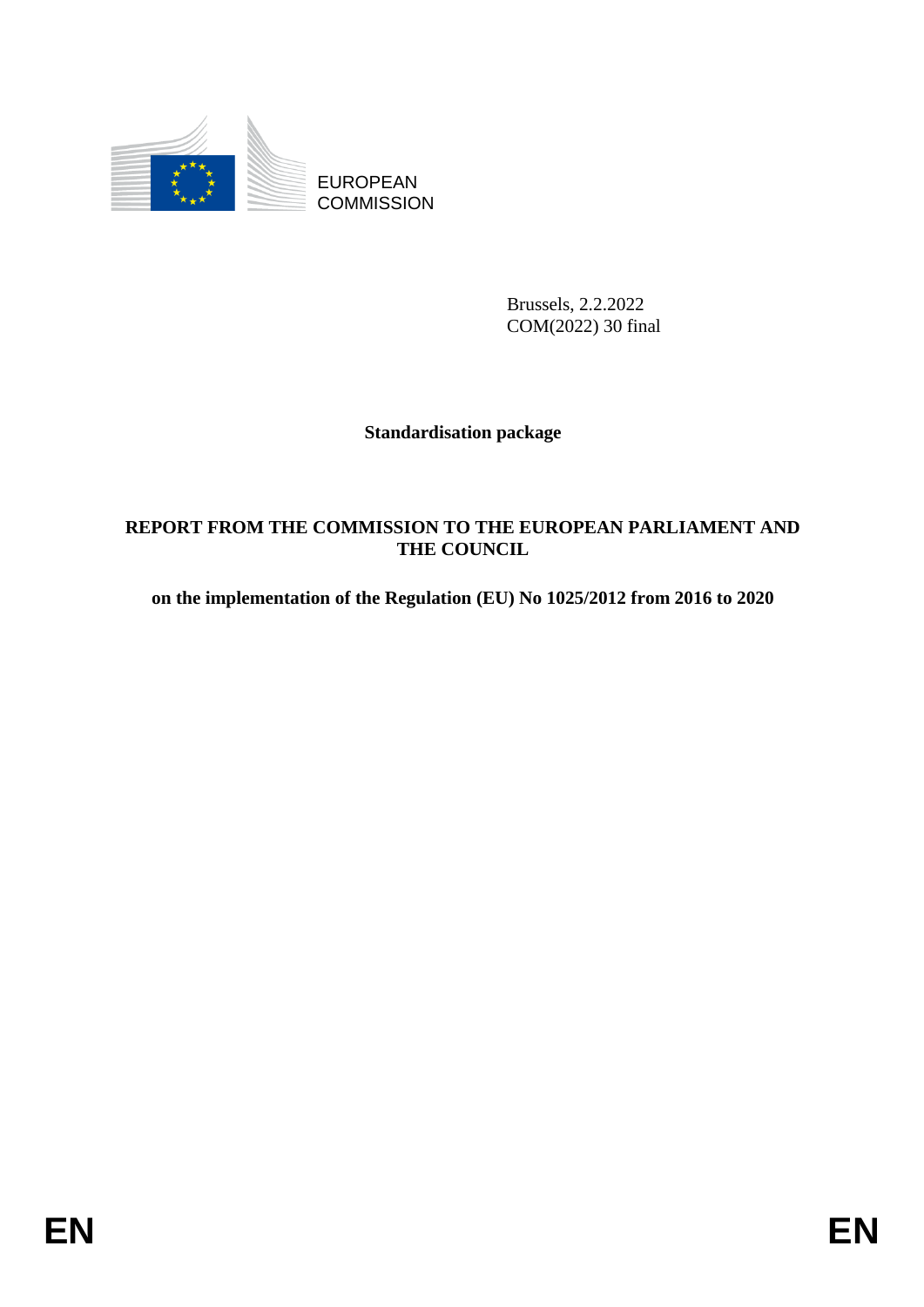EUROPEAN
COMMISSION

Brussels, 2.2.2022
COM(2022) 30 final

**Standardisation package**

# REPORT FROM THE COMMISSION TO THE EUROPEAN PARLIAMENT AND THE COUNCIL

**on the implementation of the Regulation (EU) No 1025/2012 from 2016 to 2020**

EN EN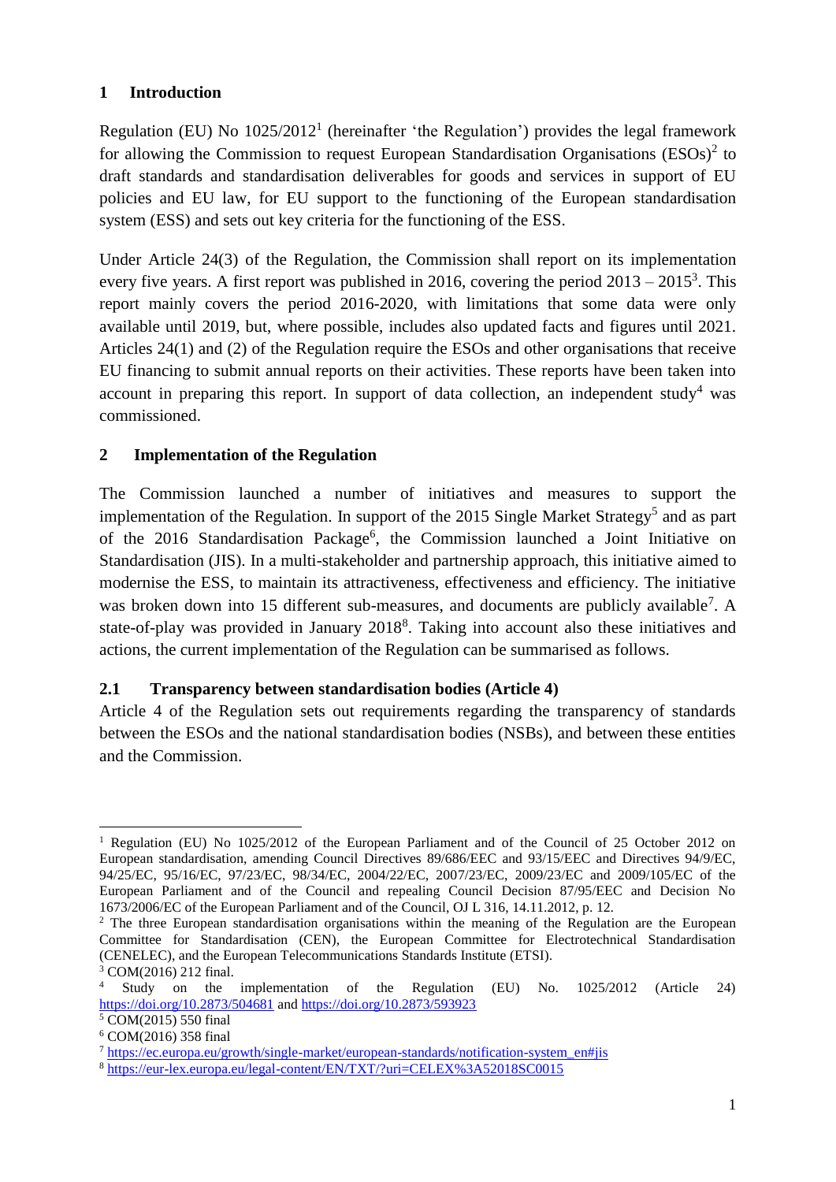## 1 Introduction

Regulation (EU) No 1025/2012[1] (hereinafter 'the Regulation') provides the legal framework for allowing the Commission to request European Standardisation Organisations (ESOs)[2] to draft standards and standardisation deliverables for goods and services in support of EU policies and EU law, for EU support to the functioning of the European standardisation system (ESS) and sets out key criteria for the functioning of the ESS.

Under Article 24(3) of the Regulation, the Commission shall report on its implementation every five years. A first report was published in 2016, covering the period 2013 – 2015[3]. This report mainly covers the period 2016-2020, with limitations that some data were only available until 2019, but, where possible, includes also updated facts and figures until 2021. Articles 24(1) and (2) of the Regulation require the ESOs and other organisations that receive EU financing to submit annual reports on their activities. These reports have been taken into account in preparing this report. In support of data collection, an independent study[4] was commissioned.

## 2 Implementation of the Regulation

The Commission launched a number of initiatives and measures to support the implementation of the Regulation. In support of the 2015 Single Market Strategy[5] and as part of the 2016 Standardisation Package[6], the Commission launched a Joint Initiative on Standardisation (JIS). In a multi-stakeholder and partnership approach, this initiative aimed to modernise the ESS, to maintain its attractiveness, effectiveness and efficiency. The initiative was broken down into 15 different sub-measures, and documents are publicly available[7]. A state-of-play was provided in January 2018[8]. Taking into account also these initiatives and actions, the current implementation of the Regulation can be summarised as follows.

### 2.1 Transparency between standardisation bodies (Article 4)

Article 4 of the Regulation sets out requirements regarding the transparency of standards between the ESOs and the national standardisation bodies (NSBs), and between these entities and the Commission.

---

[1] Regulation (EU) No 1025/2012 of the European Parliament and of the Council of 25 October 2012 on European standardisation, amending Council Directives 89/686/EEC and 93/15/EEC and Directives 94/9/EC, 94/25/EC, 95/16/EC, 97/23/EC, 98/34/EC, 2004/22/EC, 2007/23/EC, 2009/23/EC and 2009/105/EC of the European Parliament and of the Council and repealing Council Decision 87/95/EEC and Decision No 1673/2006/EC of the European Parliament and of the Council, OJ L 316, 14.11.2012, p. 12.

[2] The three European standardisation organisations within the meaning of the Regulation are the European Committee for Standardisation (CEN), the European Committee for Electrotechnical Standardisation (CENELEC), and the European Telecommunications Standards Institute (ETSI).

[3] COM(2016) 212 final.

[4] Study on the implementation of the Regulation (EU) No. 1025/2012 (Article 24) https://doi.org/10.2873/504681 and https://doi.org/10.2873/593923

[5] COM(2015) 550 final

[6] COM(2016) 358 final

[7] https://ec.europa.eu/growth/single-market/european-standards/notification-system_en#jis

[8] https://eur-lex.europa.eu/legal-content/EN/TXT/?uri=CELEX%3A52018SC0015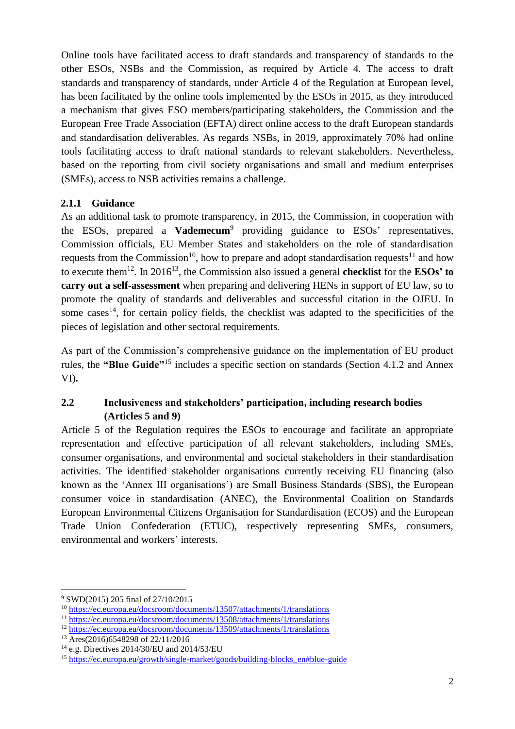Online tools have facilitated access to draft standards and transparency of standards to the other ESOs, NSBs and the Commission, as required by Article 4. The access to draft standards and transparency of standards, under Article 4 of the Regulation at European level, has been facilitated by the online tools implemented by the ESOs in 2015, as they introduced a mechanism that gives ESO members/participating stakeholders, the Commission and the European Free Trade Association (EFTA) direct online access to the draft European standards and standardisation deliverables. As regards NSBs, in 2019, approximately 70% had online tools facilitating access to draft national standards to relevant stakeholders. Nevertheless, based on the reporting from civil society organisations and small and medium enterprises (SMEs), access to NSB activities remains a challenge.

### 2.1.1 Guidance

As an additional task to promote transparency, in 2015, the Commission, in cooperation with the ESOs, prepared a **Vademecum**[9] providing guidance to ESOs' representatives, Commission officials, EU Member States and stakeholders on the role of standardisation requests from the Commission[10], how to prepare and adopt standardisation requests[11] and how to execute them[12]. In 2016[13], the Commission also issued a general **checklist** for the **ESOs' to carry out a self-assessment** when preparing and delivering HENs in support of EU law, so to promote the quality of standards and deliverables and successful citation in the OJEU. In some cases[14], for certain policy fields, the checklist was adapted to the specificities of the pieces of legislation and other sectoral requirements.

As part of the Commission's comprehensive guidance on the implementation of EU product rules, the **"Blue Guide"**[15] includes a specific section on standards (Section 4.1.2 and Annex VI)**.**

## 2.2 Inclusiveness and stakeholders' participation, including research bodies (Articles 5 and 9)

Article 5 of the Regulation requires the ESOs to encourage and facilitate an appropriate representation and effective participation of all relevant stakeholders, including SMEs, consumer organisations, and environmental and societal stakeholders in their standardisation activities. The identified stakeholder organisations currently receiving EU financing (also known as the 'Annex III organisations') are Small Business Standards (SBS), the European consumer voice in standardisation (ANEC), the Environmental Coalition on Standards European Environmental Citizens Organisation for Standardisation (ECOS) and the European Trade Union Confederation (ETUC), respectively representing SMEs, consumers, environmental and workers' interests.

---

[9] SWD(2015) 205 final of 27/10/2015

[10] https://ec.europa.eu/docsroom/documents/13507/attachments/1/translations

[11] https://ec.europa.eu/docsroom/documents/13508/attachments/1/translations

[12] https://ec.europa.eu/docsroom/documents/13509/attachments/1/translations

[13] Ares(2016)6548298 of 22/11/2016

[14] e.g. Directives 2014/30/EU and 2014/53/EU

[15] https://ec.europa.eu/growth/single-market/goods/building-blocks_en#blue-guide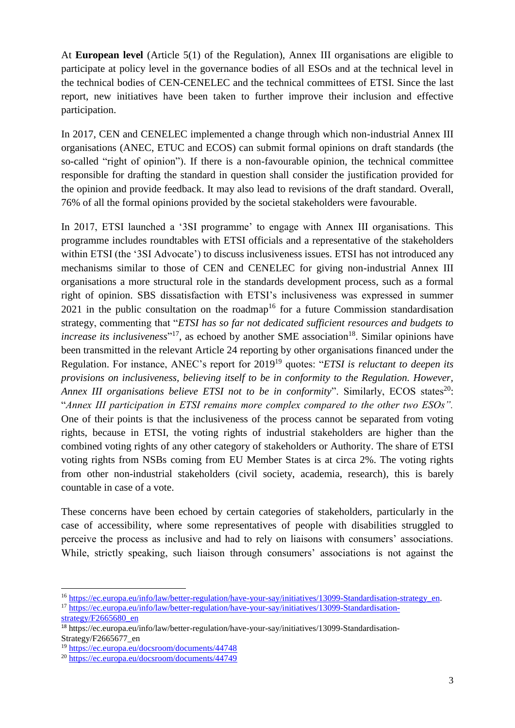At **European level** (Article 5(1) of the Regulation), Annex III organisations are eligible to participate at policy level in the governance bodies of all ESOs and at the technical level in the technical bodies of CEN-CENELEC and the technical committees of ETSI. Since the last report, new initiatives have been taken to further improve their inclusion and effective participation.

In 2017, CEN and CENELEC implemented a change through which non-industrial Annex III organisations (ANEC, ETUC and ECOS) can submit formal opinions on draft standards (the so-called "right of opinion"). If there is a non-favourable opinion, the technical committee responsible for drafting the standard in question shall consider the justification provided for the opinion and provide feedback. It may also lead to revisions of the draft standard. Overall, 76% of all the formal opinions provided by the societal stakeholders were favourable.

In 2017, ETSI launched a '3SI programme' to engage with Annex III organisations. This programme includes roundtables with ETSI officials and a representative of the stakeholders within ETSI (the '3SI Advocate') to discuss inclusiveness issues. ETSI has not introduced any mechanisms similar to those of CEN and CENELEC for giving non-industrial Annex III organisations a more structural role in the standards development process, such as a formal right of opinion. SBS dissatisfaction with ETSI's inclusiveness was expressed in summer 2021 in the public consultation on the roadmap[16] for a future Commission standardisation strategy, commenting that "*ETSI has so far not dedicated sufficient resources and budgets to increase its inclusiveness*"[17], as echoed by another SME association[18]. Similar opinions have been transmitted in the relevant Article 24 reporting by other organisations financed under the Regulation. For instance, ANEC's report for 2019[19] quotes: "*ETSI is reluctant to deepen its provisions on inclusiveness, believing itself to be in conformity to the Regulation. However, Annex III organisations believe ETSI not to be in conformity*". Similarly, ECOS states[20]: "*Annex III participation in ETSI remains more complex compared to the other two ESOs".* One of their points is that the inclusiveness of the process cannot be separated from voting rights, because in ETSI, the voting rights of industrial stakeholders are higher than the combined voting rights of any other category of stakeholders or Authority. The share of ETSI voting rights from NSBs coming from EU Member States is at circa 2%. The voting rights from other non-industrial stakeholders (civil society, academia, research), this is barely countable in case of a vote.

These concerns have been echoed by certain categories of stakeholders, particularly in the case of accessibility, where some representatives of people with disabilities struggled to perceive the process as inclusive and had to rely on liaisons with consumers' associations. While, strictly speaking, such liaison through consumers' associations is not against the

---

[16] https://ec.europa.eu/info/law/better-regulation/have-your-say/initiatives/13099-Standardisation-strategy_en.

[17] https://ec.europa.eu/info/law/better-regulation/have-your-say/initiatives/13099-Standardisation-strategy/F2665680_en

[18] https://ec.europa.eu/info/law/better-regulation/have-your-say/initiatives/13099-Standardisation-Strategy/F2665677_en

[19] https://ec.europa.eu/docsroom/documents/44748

[20] https://ec.europa.eu/docsroom/documents/44749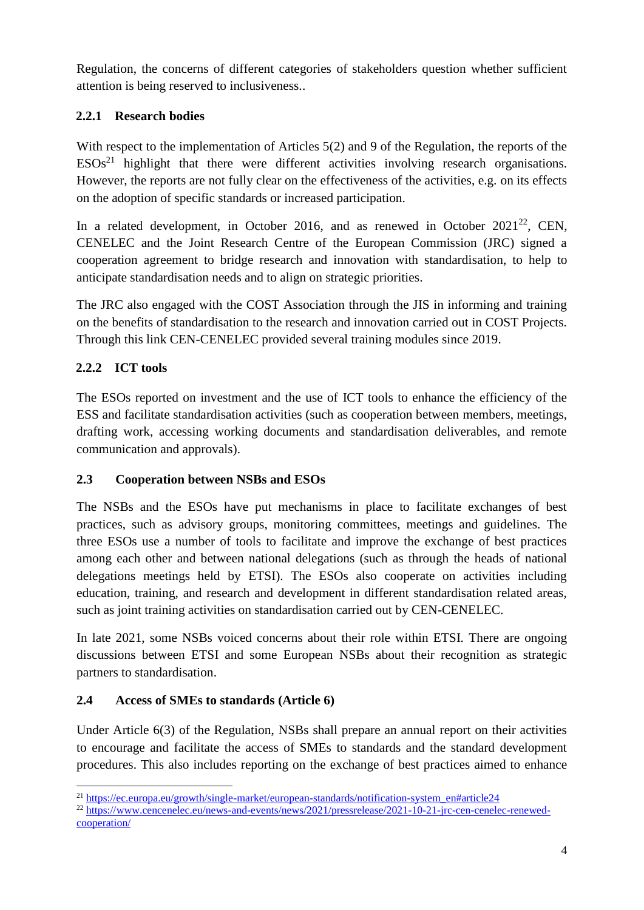Regulation, the concerns of different categories of stakeholders question whether sufficient attention is being reserved to inclusiveness..

### 2.2.1 Research bodies

With respect to the implementation of Articles 5(2) and 9 of the Regulation, the reports of the ESOs[21] highlight that there were different activities involving research organisations. However, the reports are not fully clear on the effectiveness of the activities, e.g. on its effects on the adoption of specific standards or increased participation.

In a related development, in October 2016, and as renewed in October 2021[22], CEN, CENELEC and the Joint Research Centre of the European Commission (JRC) signed a cooperation agreement to bridge research and innovation with standardisation, to help to anticipate standardisation needs and to align on strategic priorities.

The JRC also engaged with the COST Association through the JIS in informing and training on the benefits of standardisation to the research and innovation carried out in COST Projects. Through this link CEN-CENELEC provided several training modules since 2019.

### 2.2.2 ICT tools

The ESOs reported on investment and the use of ICT tools to enhance the efficiency of the ESS and facilitate standardisation activities (such as cooperation between members, meetings, drafting work, accessing working documents and standardisation deliverables, and remote communication and approvals).

## 2.3 Cooperation between NSBs and ESOs

The NSBs and the ESOs have put mechanisms in place to facilitate exchanges of best practices, such as advisory groups, monitoring committees, meetings and guidelines. The three ESOs use a number of tools to facilitate and improve the exchange of best practices among each other and between national delegations (such as through the heads of national delegations meetings held by ETSI). The ESOs also cooperate on activities including education, training, and research and development in different standardisation related areas, such as joint training activities on standardisation carried out by CEN-CENELEC.

In late 2021, some NSBs voiced concerns about their role within ETSI. There are ongoing discussions between ETSI and some European NSBs about their recognition as strategic partners to standardisation.

## 2.4 Access of SMEs to standards (Article 6)

Under Article 6(3) of the Regulation, NSBs shall prepare an annual report on their activities to encourage and facilitate the access of SMEs to standards and the standard development procedures. This also includes reporting on the exchange of best practices aimed to enhance

---

[21] https://ec.europa.eu/growth/single-market/european-standards/notification-system_en#article24

[22] https://www.cencenelec.eu/news-and-events/news/2021/pressrelease/2021-10-21-jrc-cen-cenelec-renewed-cooperation/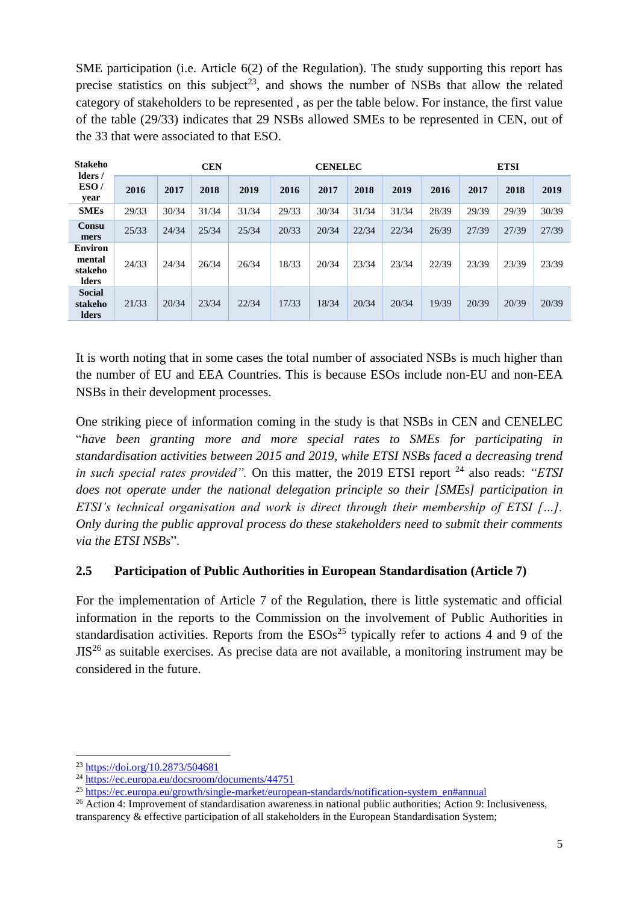SME participation (i.e. Article 6(2) of the Regulation). The study supporting this report has precise statistics on this subject[23], and shows the number of NSBs that allow the related category of stakeholders to be represented , as per the table below. For instance, the first value of the table (29/33) indicates that 29 NSBs allowed SMEs to be represented in CEN, out of the 33 that were associated to that ESO.

| Stakeholders / ESO / year | CEN | | | | CENELEC | | | | ETSI | | | |
|---|---|---|---|---|---|---|---|---|---|---|---|---|
| | 2016 | 2017 | 2018 | 2019 | 2016 | 2017 | 2018 | 2019 | 2016 | 2017 | 2018 | 2019 |
| **SMEs** | 29/33 | 30/34 | 31/34 | 31/34 | 29/33 | 30/34 | 31/34 | 31/34 | 28/39 | 29/39 | 29/39 | 30/39 |
| **Consumers** | 25/33 | 24/34 | 25/34 | 25/34 | 20/33 | 20/34 | 22/34 | 22/34 | 26/39 | 27/39 | 27/39 | 27/39 |
| **Environmental stakeholders** | 24/33 | 24/34 | 26/34 | 26/34 | 18/33 | 20/34 | 23/34 | 23/34 | 22/39 | 23/39 | 23/39 | 23/39 |
| **Social stakeholders** | 21/33 | 20/34 | 23/34 | 22/34 | 17/33 | 18/34 | 20/34 | 20/34 | 19/39 | 20/39 | 20/39 | 20/39 |

It is worth noting that in some cases the total number of associated NSBs is much higher than the number of EU and EEA Countries. This is because ESOs include non-EU and non-EEA NSBs in their development processes.

One striking piece of information coming in the study is that NSBs in CEN and CENELEC "*have been granting more and more special rates to SMEs for participating in standardisation activities between 2015 and 2019, while ETSI NSBs faced a decreasing trend in such special rates provided".* On this matter, the 2019 ETSI report [24] also reads: *"ETSI does not operate under the national delegation principle so their [SMEs] participation in ETSI's technical organisation and work is direct through their membership of ETSI […]. Only during the public approval process do these stakeholders need to submit their comments via the ETSI NSBs*".

## 2.5 Participation of Public Authorities in European Standardisation (Article 7)

For the implementation of Article 7 of the Regulation, there is little systematic and official information in the reports to the Commission on the involvement of Public Authorities in standardisation activities. Reports from the ESOs[25] typically refer to actions 4 and 9 of the JIS[26] as suitable exercises. As precise data are not available, a monitoring instrument may be considered in the future.

---

[23] https://doi.org/10.2873/504681

[24] https://ec.europa.eu/docsroom/documents/44751

[25] https://ec.europa.eu/growth/single-market/european-standards/notification-system_en#annual

[26] Action 4: Improvement of standardisation awareness in national public authorities; Action 9: Inclusiveness, transparency & effective participation of all stakeholders in the European Standardisation System;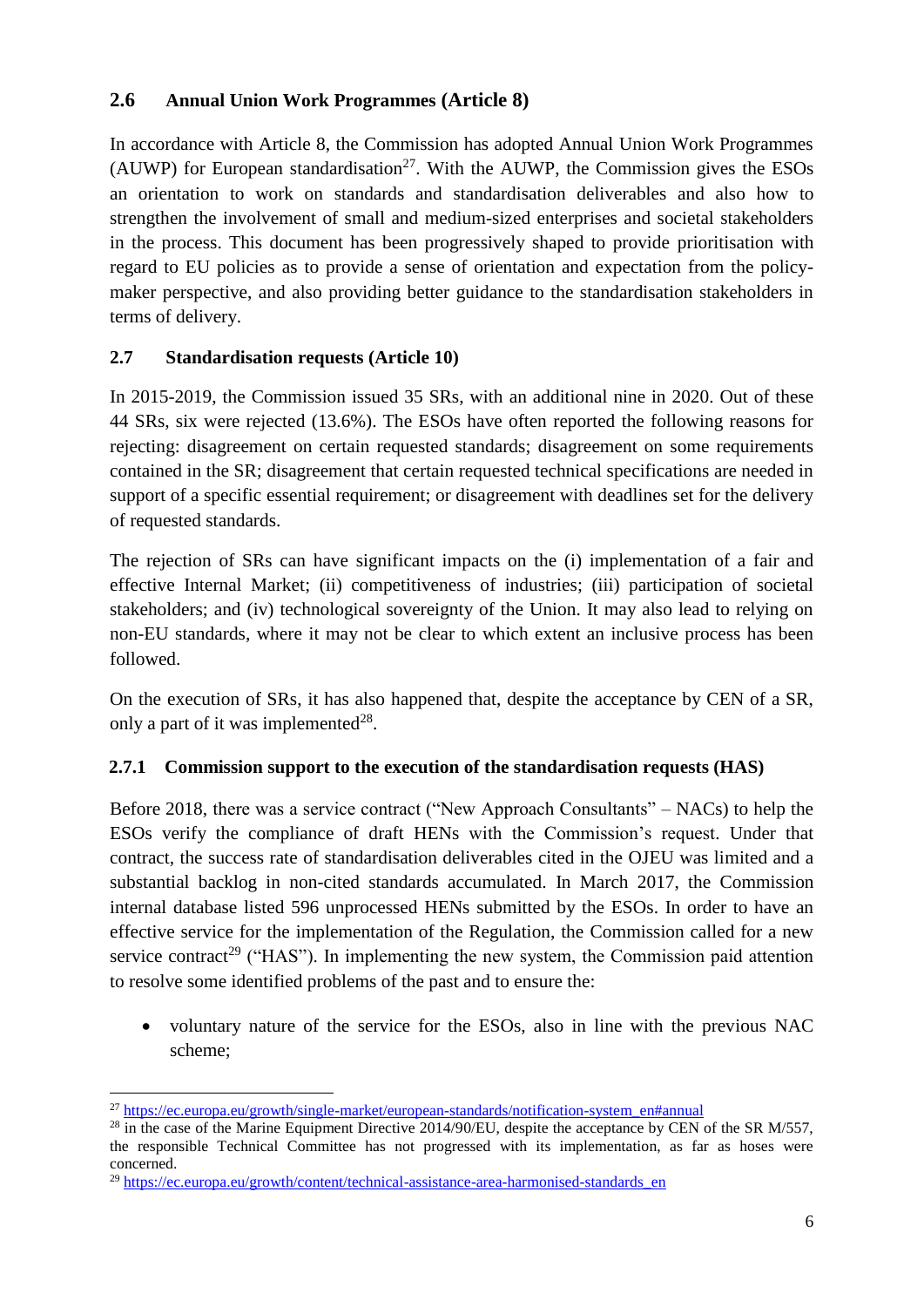### 2.6 Annual Union Work Programmes (Article 8)

In accordance with Article 8, the Commission has adopted Annual Union Work Programmes (AUWP) for European standardisation[27]. With the AUWP, the Commission gives the ESOs an orientation to work on standards and standardisation deliverables and also how to strengthen the involvement of small and medium-sized enterprises and societal stakeholders in the process. This document has been progressively shaped to provide prioritisation with regard to EU policies as to provide a sense of orientation and expectation from the policy-maker perspective, and also providing better guidance to the standardisation stakeholders in terms of delivery.

### 2.7 Standardisation requests (Article 10)

In 2015-2019, the Commission issued 35 SRs, with an additional nine in 2020. Out of these 44 SRs, six were rejected (13.6%). The ESOs have often reported the following reasons for rejecting: disagreement on certain requested standards; disagreement on some requirements contained in the SR; disagreement that certain requested technical specifications are needed in support of a specific essential requirement; or disagreement with deadlines set for the delivery of requested standards.

The rejection of SRs can have significant impacts on the (i) implementation of a fair and effective Internal Market; (ii) competitiveness of industries; (iii) participation of societal stakeholders; and (iv) technological sovereignty of the Union. It may also lead to relying on non-EU standards, where it may not be clear to which extent an inclusive process has been followed.

On the execution of SRs, it has also happened that, despite the acceptance by CEN of a SR, only a part of it was implemented[28].

#### 2.7.1 Commission support to the execution of the standardisation requests (HAS)

Before 2018, there was a service contract ("New Approach Consultants" – NACs) to help the ESOs verify the compliance of draft HENs with the Commission's request. Under that contract, the success rate of standardisation deliverables cited in the OJEU was limited and a substantial backlog in non-cited standards accumulated. In March 2017, the Commission internal database listed 596 unprocessed HENs submitted by the ESOs. In order to have an effective service for the implementation of the Regulation, the Commission called for a new service contract[29] ("HAS"). In implementing the new system, the Commission paid attention to resolve some identified problems of the past and to ensure the:

- voluntary nature of the service for the ESOs, also in line with the previous NAC scheme;

---

[27] https://ec.europa.eu/growth/single-market/european-standards/notification-system_en#annual

[28] in the case of the Marine Equipment Directive 2014/90/EU, despite the acceptance by CEN of the SR M/557, the responsible Technical Committee has not progressed with its implementation, as far as hoses were concerned.

[29] https://ec.europa.eu/growth/content/technical-assistance-area-harmonised-standards_en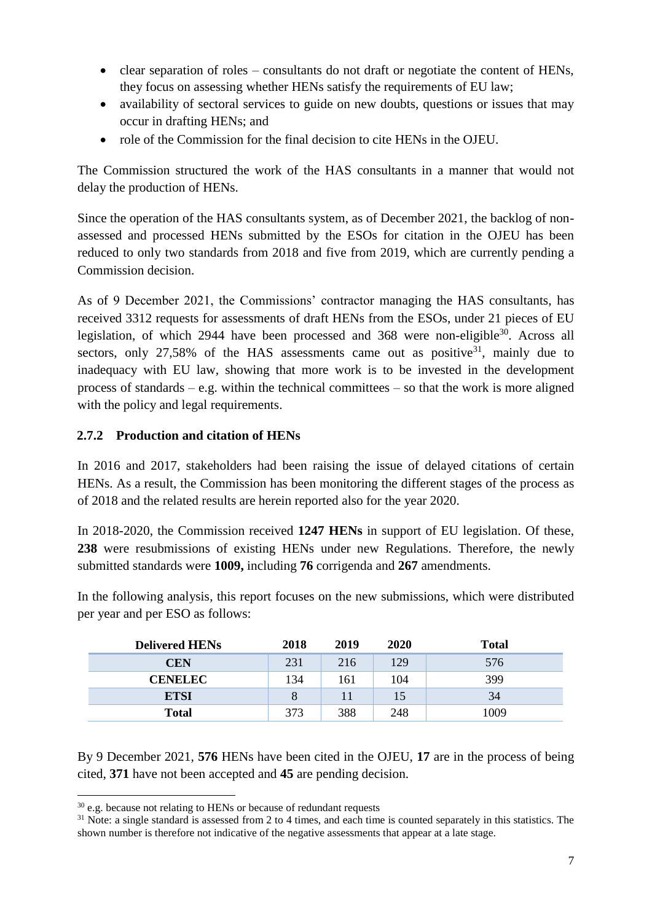- clear separation of roles – consultants do not draft or negotiate the content of HENs, they focus on assessing whether HENs satisfy the requirements of EU law;
- availability of sectoral services to guide on new doubts, questions or issues that may occur in drafting HENs; and
- role of the Commission for the final decision to cite HENs in the OJEU.

The Commission structured the work of the HAS consultants in a manner that would not delay the production of HENs.

Since the operation of the HAS consultants system, as of December 2021, the backlog of non-assessed and processed HENs submitted by the ESOs for citation in the OJEU has been reduced to only two standards from 2018 and five from 2019, which are currently pending a Commission decision.

As of 9 December 2021, the Commissions' contractor managing the HAS consultants, has received 3312 requests for assessments of draft HENs from the ESOs, under 21 pieces of EU legislation, of which 2944 have been processed and 368 were non-eligible[30]. Across all sectors, only 27,58% of the HAS assessments came out as positive[31], mainly due to inadequacy with EU law, showing that more work is to be invested in the development process of standards – e.g. within the technical committees – so that the work is more aligned with the policy and legal requirements.

### 2.7.2 Production and citation of HENs

In 2016 and 2017, stakeholders had been raising the issue of delayed citations of certain HENs. As a result, the Commission has been monitoring the different stages of the process as of 2018 and the related results are herein reported also for the year 2020.

In 2018-2020, the Commission received **1247 HENs** in support of EU legislation. Of these, **238** were resubmissions of existing HENs under new Regulations. Therefore, the newly submitted standards were **1009,** including **76** corrigenda and **267** amendments.

In the following analysis, this report focuses on the new submissions, which were distributed per year and per ESO as follows:

| Delivered HENs | 2018 | 2019 | 2020 | Total |
|---|---|---|---|---|
| **CEN** | 231 | 216 | 129 | 576 |
| **CENELEC** | 134 | 161 | 104 | 399 |
| **ETSI** | 8 | 11 | 15 | 34 |
| **Total** | 373 | 388 | 248 | 1009 |

By 9 December 2021, **576** HENs have been cited in the OJEU, **17** are in the process of being cited, **371** have not been accepted and **45** are pending decision.

---

[30] e.g. because not relating to HENs or because of redundant requests

[31] Note: a single standard is assessed from 2 to 4 times, and each time is counted separately in this statistics. The shown number is therefore not indicative of the negative assessments that appear at a late stage.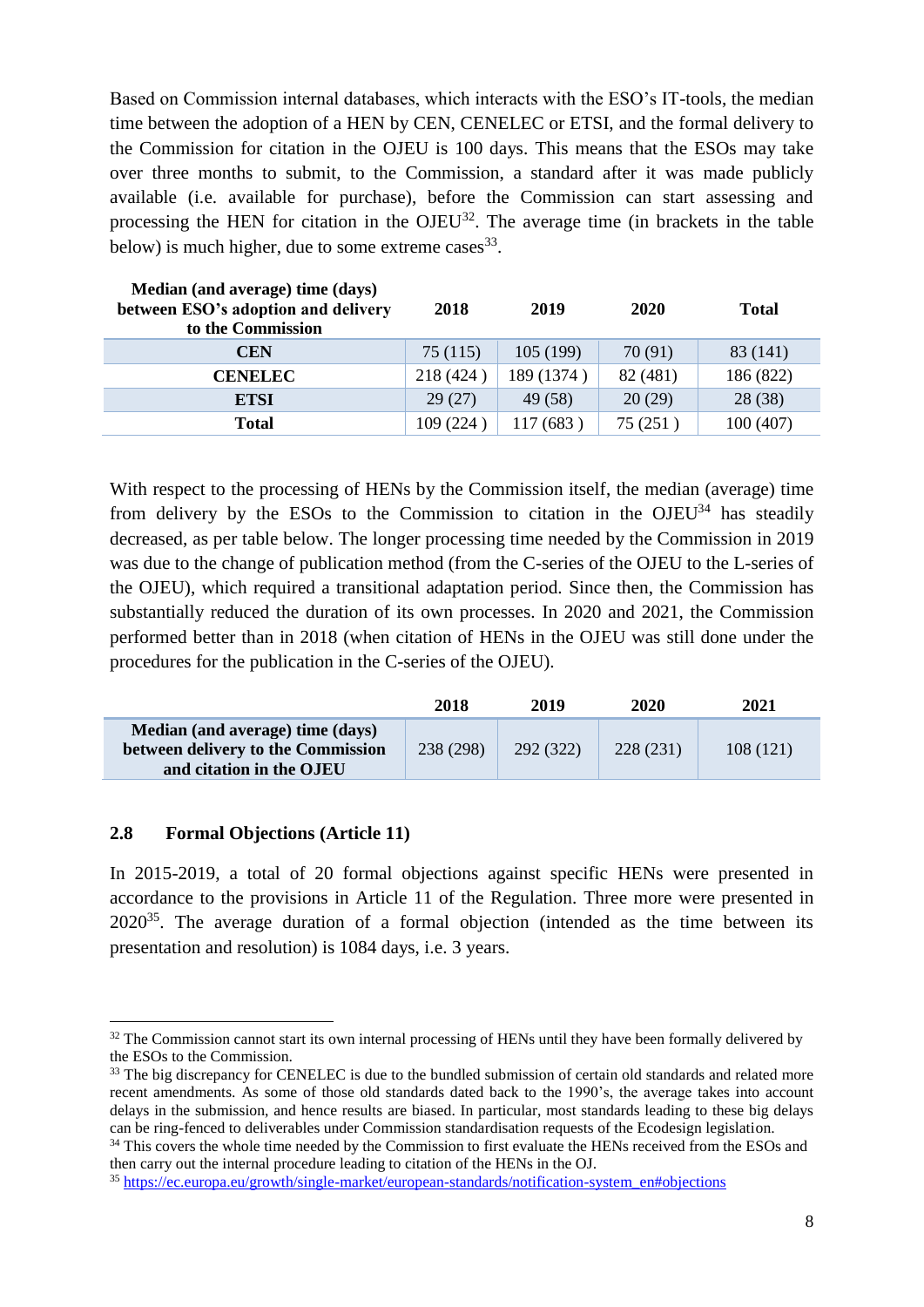Based on Commission internal databases, which interacts with the ESO's IT-tools, the median time between the adoption of a HEN by CEN, CENELEC or ETSI, and the formal delivery to the Commission for citation in the OJEU is 100 days. This means that the ESOs may take over three months to submit, to the Commission, a standard after it was made publicly available (i.e. available for purchase), before the Commission can start assessing and processing the HEN for citation in the OJEU[32]. The average time (in brackets in the table below) is much higher, due to some extreme cases[33].

| Median (and average) time (days) between ESO's adoption and delivery to the Commission | 2018 | 2019 | 2020 | Total |
|---|---|---|---|---|
| CEN | 75 (115) | 105 (199) | 70 (91) | 83 (141) |
| CENELEC | 218 (424 ) | 189 (1374 ) | 82 (481) | 186 (822) |
| ETSI | 29 (27) | 49 (58) | 20 (29) | 28 (38) |
| Total | 109 (224 ) | 117 (683 ) | 75 (251 ) | 100 (407) |

With respect to the processing of HENs by the Commission itself, the median (average) time from delivery by the ESOs to the Commission to citation in the OJEU[34] has steadily decreased, as per table below. The longer processing time needed by the Commission in 2019 was due to the change of publication method (from the C-series of the OJEU to the L-series of the OJEU), which required a transitional adaptation period. Since then, the Commission has substantially reduced the duration of its own processes. In 2020 and 2021, the Commission performed better than in 2018 (when citation of HENs in the OJEU was still done under the procedures for the publication in the C-series of the OJEU).

| | 2018 | 2019 | 2020 | 2021 |
|---|---|---|---|---|
| Median (and average) time (days) between delivery to the Commission and citation in the OJEU | 238 (298) | 292 (322) | 228 (231) | 108 (121) |

### 2.8 Formal Objections (Article 11)

In 2015-2019, a total of 20 formal objections against specific HENs were presented in accordance to the provisions in Article 11 of the Regulation. Three more were presented in 2020[35]. The average duration of a formal objection (intended as the time between its presentation and resolution) is 1084 days, i.e. 3 years.

---

[32] The Commission cannot start its own internal processing of HENs until they have been formally delivered by the ESOs to the Commission.

[33] The big discrepancy for CENELEC is due to the bundled submission of certain old standards and related more recent amendments. As some of those old standards dated back to the 1990's, the average takes into account delays in the submission, and hence results are biased. In particular, most standards leading to these big delays can be ring-fenced to deliverables under Commission standardisation requests of the Ecodesign legislation.

[34] This covers the whole time needed by the Commission to first evaluate the HENs received from the ESOs and then carry out the internal procedure leading to citation of the HENs in the OJ.

[35] https://ec.europa.eu/growth/single-market/european-standards/notification-system_en#objections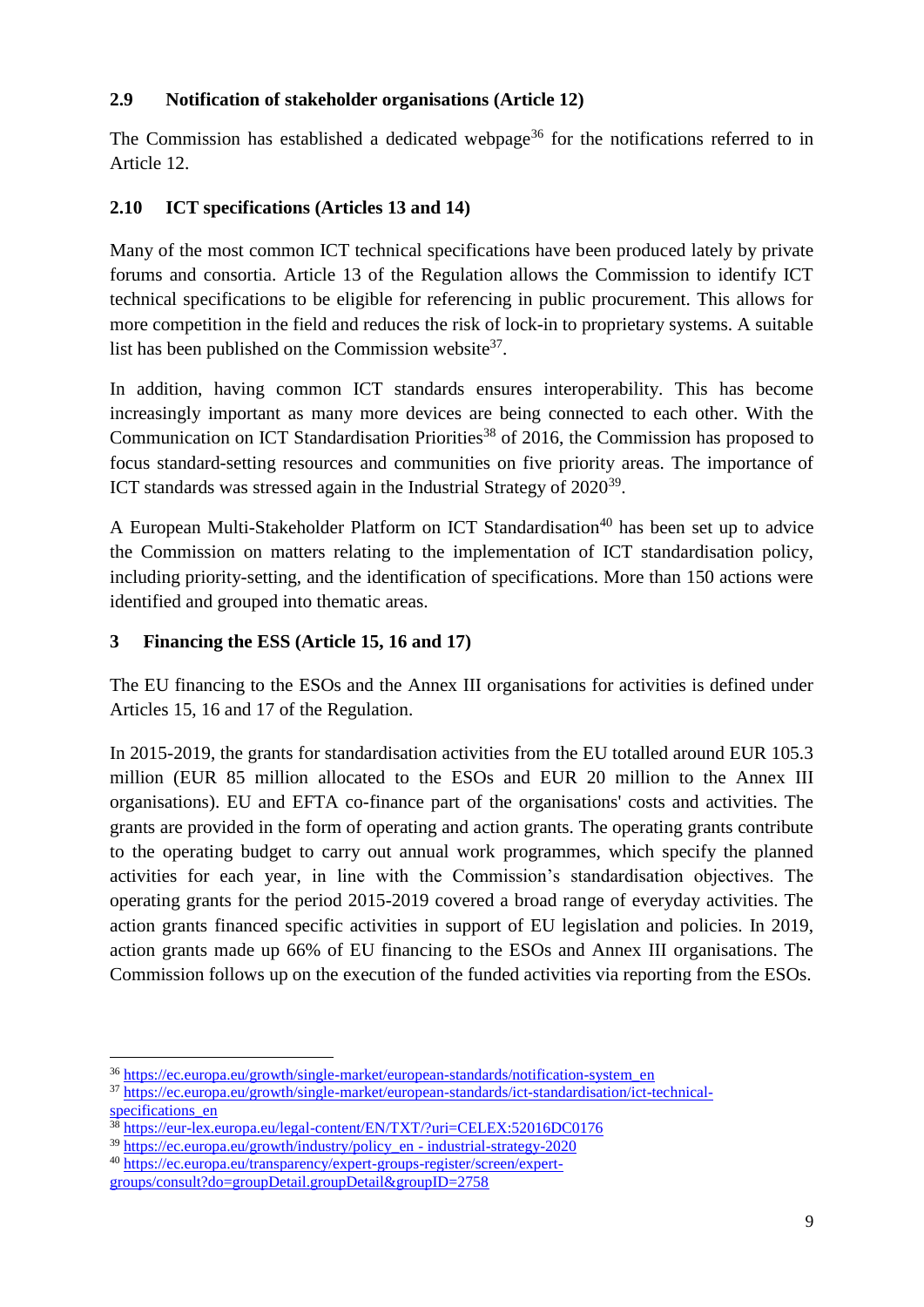### 2.9 Notification of stakeholder organisations (Article 12)

The Commission has established a dedicated webpage[36] for the notifications referred to in Article 12.

### 2.10 ICT specifications (Articles 13 and 14)

Many of the most common ICT technical specifications have been produced lately by private forums and consortia. Article 13 of the Regulation allows the Commission to identify ICT technical specifications to be eligible for referencing in public procurement. This allows for more competition in the field and reduces the risk of lock-in to proprietary systems. A suitable list has been published on the Commission website[37].

In addition, having common ICT standards ensures interoperability. This has become increasingly important as many more devices are being connected to each other. With the Communication on ICT Standardisation Priorities[38] of 2016, the Commission has proposed to focus standard-setting resources and communities on five priority areas. The importance of ICT standards was stressed again in the Industrial Strategy of 2020[39].

A European Multi-Stakeholder Platform on ICT Standardisation[40] has been set up to advice the Commission on matters relating to the implementation of ICT standardisation policy, including priority-setting, and the identification of specifications. More than 150 actions were identified and grouped into thematic areas.

## 3 Financing the ESS (Article 15, 16 and 17)

The EU financing to the ESOs and the Annex III organisations for activities is defined under Articles 15, 16 and 17 of the Regulation.

In 2015-2019, the grants for standardisation activities from the EU totalled around EUR 105.3 million (EUR 85 million allocated to the ESOs and EUR 20 million to the Annex III organisations). EU and EFTA co-finance part of the organisations' costs and activities. The grants are provided in the form of operating and action grants. The operating grants contribute to the operating budget to carry out annual work programmes, which specify the planned activities for each year, in line with the Commission's standardisation objectives. The operating grants for the period 2015-2019 covered a broad range of everyday activities. The action grants financed specific activities in support of EU legislation and policies. In 2019, action grants made up 66% of EU financing to the ESOs and Annex III organisations. The Commission follows up on the execution of the funded activities via reporting from the ESOs.

---

[36] https://ec.europa.eu/growth/single-market/european-standards/notification-system_en

[37] https://ec.europa.eu/growth/single-market/european-standards/ict-standardisation/ict-technical-specifications_en

[38] https://eur-lex.europa.eu/legal-content/EN/TXT/?uri=CELEX:52016DC0176

[39] https://ec.europa.eu/growth/industry/policy_en - industrial-strategy-2020

[40] https://ec.europa.eu/transparency/expert-groups-register/screen/expert-groups/consult?do=groupDetail.groupDetail&groupID=2758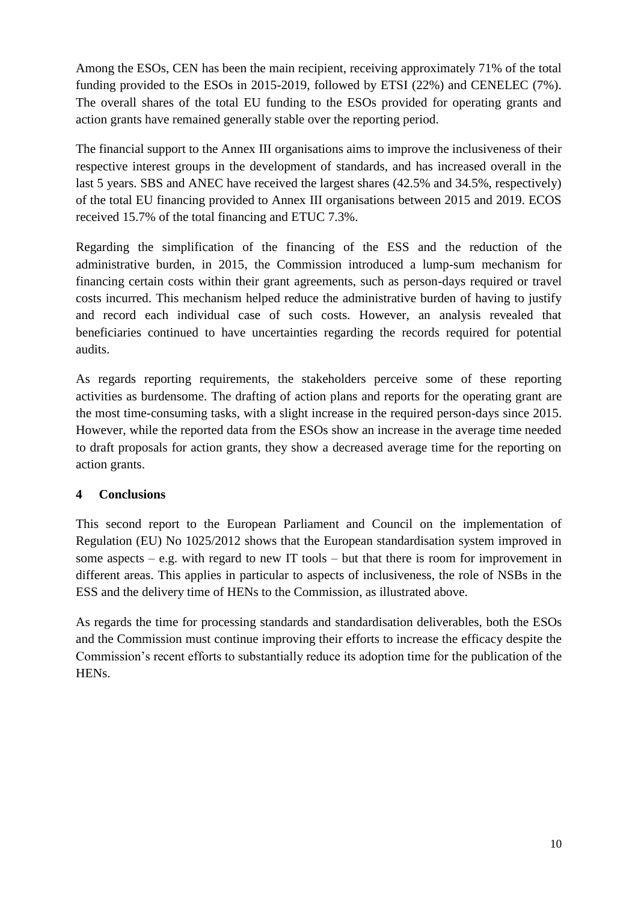Among the ESOs, CEN has been the main recipient, receiving approximately 71% of the total funding provided to the ESOs in 2015-2019, followed by ETSI (22%) and CENELEC (7%). The overall shares of the total EU funding to the ESOs provided for operating grants and action grants have remained generally stable over the reporting period.

The financial support to the Annex III organisations aims to improve the inclusiveness of their respective interest groups in the development of standards, and has increased overall in the last 5 years. SBS and ANEC have received the largest shares (42.5% and 34.5%, respectively) of the total EU financing provided to Annex III organisations between 2015 and 2019. ECOS received 15.7% of the total financing and ETUC 7.3%.

Regarding the simplification of the financing of the ESS and the reduction of the administrative burden, in 2015, the Commission introduced a lump-sum mechanism for financing certain costs within their grant agreements, such as person-days required or travel costs incurred. This mechanism helped reduce the administrative burden of having to justify and record each individual case of such costs. However, an analysis revealed that beneficiaries continued to have uncertainties regarding the records required for potential audits.

As regards reporting requirements, the stakeholders perceive some of these reporting activities as burdensome. The drafting of action plans and reports for the operating grant are the most time-consuming tasks, with a slight increase in the required person-days since 2015. However, while the reported data from the ESOs show an increase in the average time needed to draft proposals for action grants, they show a decreased average time for the reporting on action grants.

## 4 Conclusions

This second report to the European Parliament and Council on the implementation of Regulation (EU) No 1025/2012 shows that the European standardisation system improved in some aspects – e.g. with regard to new IT tools – but that there is room for improvement in different areas. This applies in particular to aspects of inclusiveness, the role of NSBs in the ESS and the delivery time of HENs to the Commission, as illustrated above.

As regards the time for processing standards and standardisation deliverables, both the ESOs and the Commission must continue improving their efforts to increase the efficacy despite the Commission's recent efforts to substantially reduce its adoption time for the publication of the HENs.